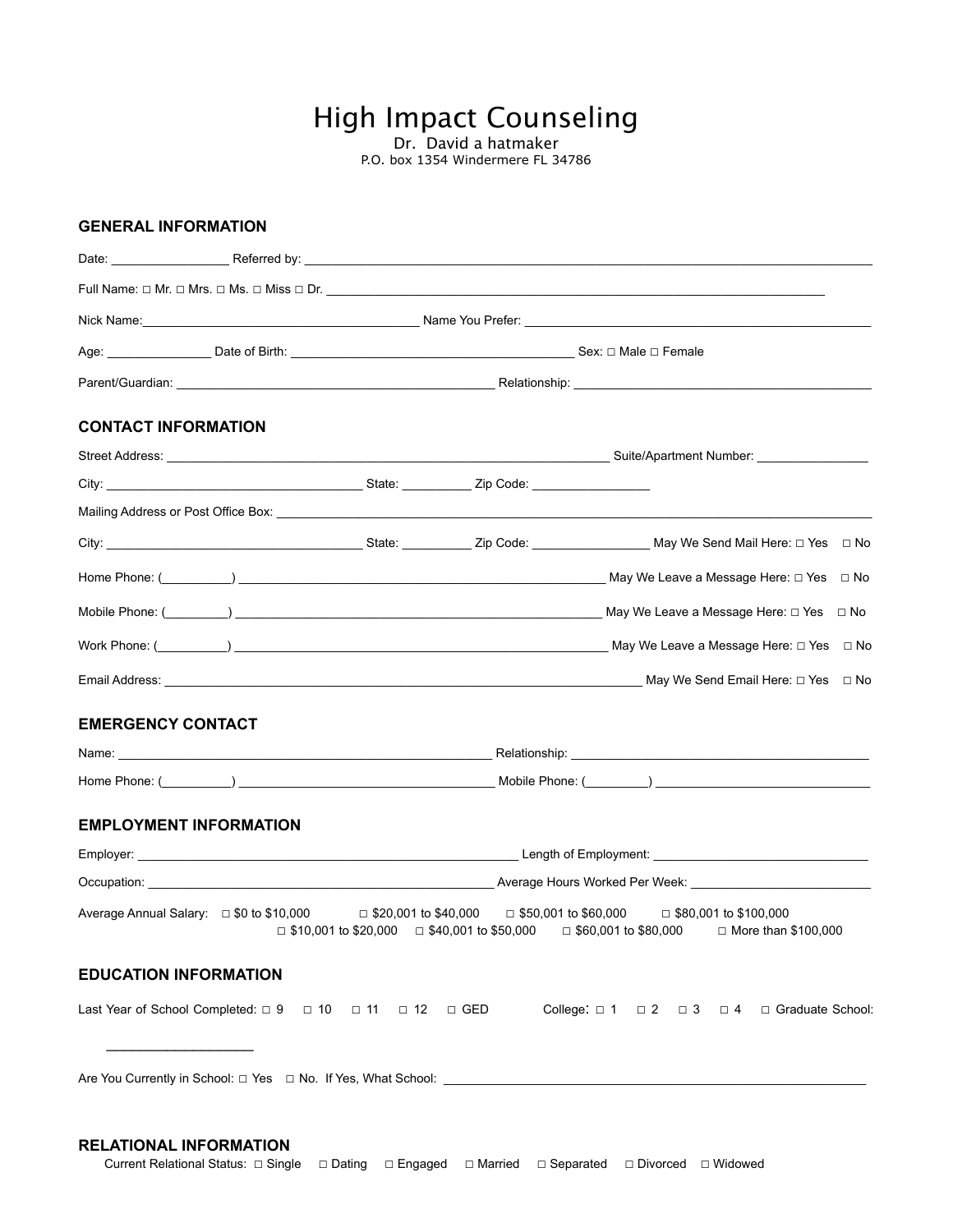# High Impact Counseling

Dr. David a hatmaker
P.O. box 1354 Windermere FL 34786

## GENERAL INFORMATION

Date: _________________ Referred by: ___________________________________________________________________________

Full Name: □ Mr. □ Mrs. □ Ms. □ Miss □ Dr. ______________________________________________________________________

Nick Name:________________________________________ Name You Prefer: _________________________________________________

Age: _______________ Date of Birth: _________________________________________ Sex: □ Male □ Female

Parent/Guardian: ______________________________________________ Relationship: __________________________________________

## CONTACT INFORMATION

Street Address: _________________________________________________________________ Suite/Apartment Number: ________________

City: _____________________________________ State: __________ Zip Code: ________________

Mailing Address or Post Office Box: ______________________________________________________________________________________

City: _____________________________________ State: __________ Zip Code: ________________ May We Send Mail Here: □ Yes □ No

Home Phone: (__________) _____________________________________________________ May We Leave a Message Here: □ Yes □ No

Mobile Phone: (_________) _____________________________________________________ May We Leave a Message Here: □ Yes □ No

Work Phone: (__________) _____________________________________________________ May We Leave a Message Here: □ Yes □ No

Email Address: ______________________________________________________________________ May We Send Email Here: □ Yes □ No

## EMERGENCY CONTACT

Name: _______________________________________________________ Relationship: __________________________________________

Home Phone: (__________) _____________________________________ Mobile Phone: (_________) ______________________________

## EMPLOYMENT INFORMATION

Employer: ________________________________________________________ Length of Employment: ______________________________

Occupation: ___________________________________________________ Average Hours Worked Per Week: ________________________

Average Annual Salary: □ $0 to $10,000 □ $20,001 to $40,000 □ $50,001 to $60,000 □ $80,001 to $100,000 □ $10,001 to $20,000 □ $40,001 to $50,000 □ $60,001 to $80,000 □ More than $100,000

## EDUCATION INFORMATION

Last Year of School Completed: □ 9 □ 10 □ 11 □ 12 □ GED College: □ 1 □ 2 □ 3 □ 4 □ Graduate School: ____________________

Are You Currently in School: □ Yes □ No. If Yes, What School: ___________________________________________________________

## RELATIONAL INFORMATION

Current Relational Status: □ Single □ Dating □ Engaged □ Married □ Separated □ Divorced □ Widowed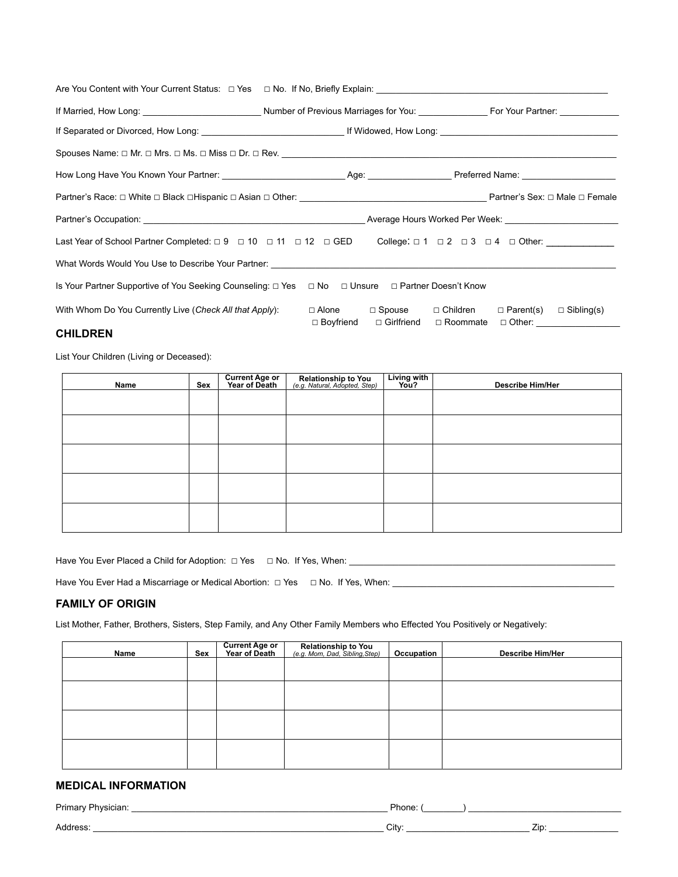Are You Content with Your Current Status: □ Yes □ No. If No, Briefly Explain: ______________________________

If Married, How Long: ____________________ Number of Previous Marriages for You: ____________ For Your Partner: ___________

If Separated or Divorced, How Long: ______________________ If Widowed, How Long: ______________________

Spouses Name: □ Mr. □ Mrs. □ Ms. □ Miss □ Dr. □ Rev. ______________________________

How Long Have You Known Your Partner: ____________________ Age: ______________ Preferred Name: ________________

Partner's Race: □ White □ Black □Hispanic □ Asian □ Other: ______________________________ Partner's Sex: □ Male □ Female

Partner's Occupation: ______________________________ Average Hours Worked Per Week: ____________________

Last Year of School Partner Completed: □ 9 □ 10 □ 11 □ 12 □ GED College: □ 1 □ 2 □ 3 □ 4 □ Other: ____________

What Words Would You Use to Describe Your Partner: ______________________________

Is Your Partner Supportive of You Seeking Counseling: □ Yes □ No □ Unsure □ Partner Doesn't Know

With Whom Do You Currently Live (*Check All that Apply*): □ Alone □ Spouse □ Children □ Parent(s) □ Sibling(s) □ Boyfriend □ Girlfriend □ Roommate □ Other: ______________

## CHILDREN

List Your Children (Living or Deceased):

| Name | Sex | Current Age or Year of Death | Relationship to You *(e.g. Natural, Adopted, Step)* | Living with You? | Describe Him/Her |
|---|---|---|---|---|---|
| | | | | | |
| | | | | | |
| | | | | | |
| | | | | | |
| | | | | | |

Have You Ever Placed a Child for Adoption: □ Yes □ No. If Yes, When: ______________________________

Have You Ever Had a Miscarriage or Medical Abortion: □ Yes □ No. If Yes, When: ______________________________

## FAMILY OF ORIGIN

List Mother, Father, Brothers, Sisters, Step Family, and Any Other Family Members who Effected You Positively or Negatively:

| Name | Sex | Current Age or Year of Death | Relationship to You *(e.g. Mom, Dad, Sibling,Step)* | Occupation | Describe Him/Her |
|---|---|---|---|---|---|
| | | | | | |
| | | | | | |
| | | | | | |
| | | | | | |

## MEDICAL INFORMATION

Primary Physician: ______________________________ Phone: (________) ____________________

Address: ______________________________ City: ____________________ Zip: ____________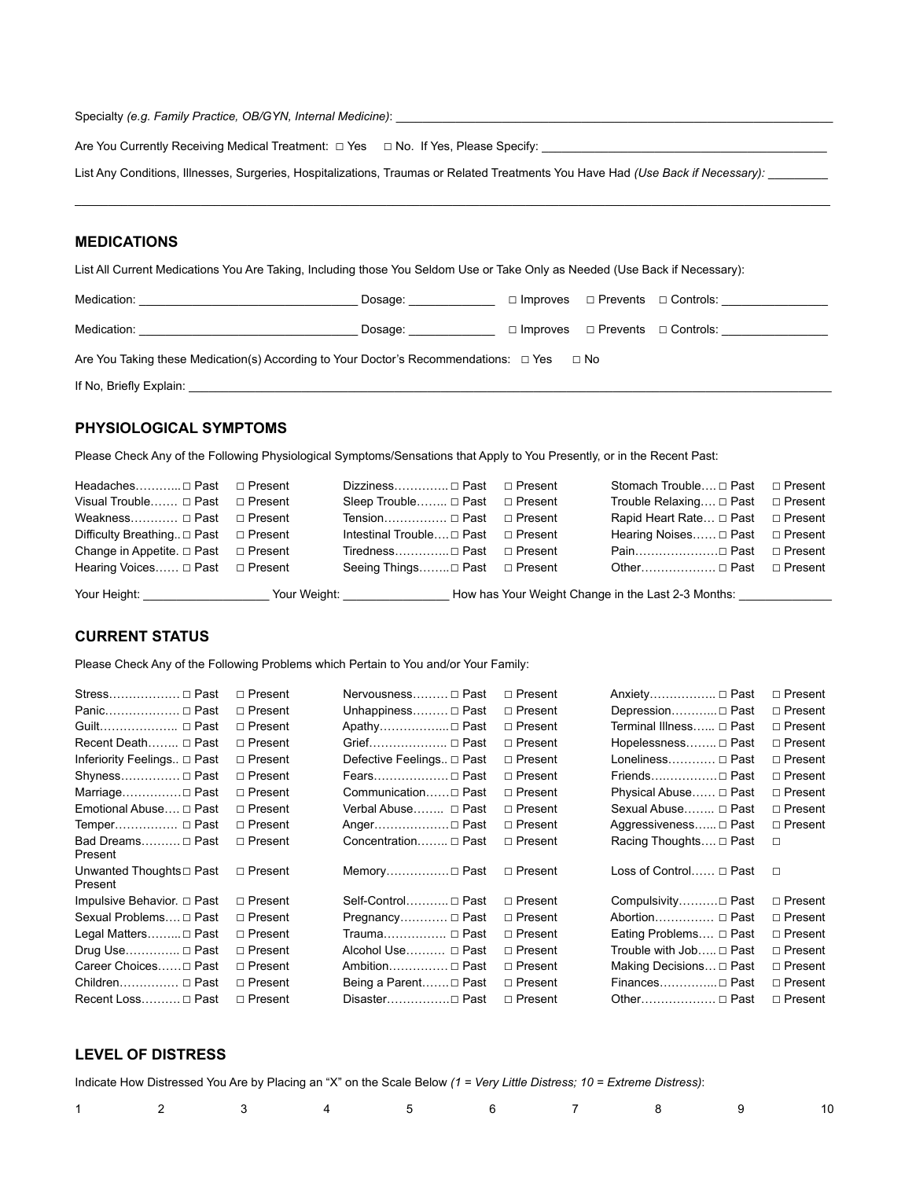Specialty *(e.g. Family Practice, OB/GYN, Internal Medicine)*: ____________________

Are You Currently Receiving Medical Treatment: □ Yes □ No. If Yes, Please Specify: ____________________

List Any Conditions, Illnesses, Surgeries, Hospitalizations, Traumas or Related Treatments You Have Had *(Use Back if Necessary)*: ____________________

____________________

## MEDICATIONS

List All Current Medications You Are Taking, Including those You Seldom Use or Take Only as Needed (Use Back if Necessary):

Medication: ____________________ Dosage: __________ □ Improves □ Prevents □ Controls: __________

Medication: ____________________ Dosage: __________ □ Improves □ Prevents □ Controls: __________

Are You Taking these Medication(s) According to Your Doctor's Recommendations: □ Yes □ No

If No, Briefly Explain: ____________________

## PHYSIOLOGICAL SYMPTOMS

Please Check Any of the Following Physiological Symptoms/Sensations that Apply to You Presently, or in the Recent Past:

| | | | | | | | | |
|---|---|---|---|---|---|---|---|---|
| Headaches……….. | □ Past | □ Present | Dizziness………….. | □ Past | □ Present | Stomach Trouble…. | □ Past | □ Present |
| Visual Trouble……. | □ Past | □ Present | Sleep Trouble…….. | □ Past | □ Present | Trouble Relaxing…. | □ Past | □ Present |
| Weakness………… | □ Past | □ Present | Tension……………. | □ Past | □ Present | Rapid Heart Rate… | □ Past | □ Present |
| Difficulty Breathing.. | □ Past | □ Present | Intestinal Trouble…. | □ Past | □ Present | Hearing Noises…… | □ Past | □ Present |
| Change in Appetite. | □ Past | □ Present | Tiredness…………. | □ Past | □ Present | Pain………………… | □ Past | □ Present |
| Hearing Voices…… | □ Past | □ Present | Seeing Things…….. | □ Past | □ Present | Other………………. | □ Past | □ Present |

Your Height: __________ Your Weight: __________ How has Your Weight Change in the Last 2-3 Months: __________

## CURRENT STATUS

Please Check Any of the Following Problems which Pertain to You and/or Your Family:

| | | | | | | | | |
|---|---|---|---|---|---|---|---|---|
| Stress……………… | □ Past | □ Present | Nervousness……… | □ Past | □ Present | Anxiety…………….. | □ Past | □ Present |
| Panic………………. | □ Past | □ Present | Unhappiness……… | □ Past | □ Present | Depression……….. | □ Past | □ Present |
| Guilt……………….. | □ Past | □ Present | Apathy……………... | □ Past | □ Present | Terminal Illness….. | □ Past | □ Present |
| Recent Death…….. | □ Past | □ Present | Grief……………….. | □ Past | □ Present | Hopelessness…….. | □ Past | □ Present |
| Inferiority Feelings.. | □ Past | □ Present | Defective Feelings.. | □ Past | □ Present | Loneliness………… | □ Past | □ Present |
| Shyness…………… | □ Past | □ Present | Fears………………. | □ Past | □ Present | Friends……………. | □ Past | □ Present |
| Marriage…………… | □ Past | □ Present | Communication…… | □ Past | □ Present | Physical Abuse…… | □ Past | □ Present |
| Emotional Abuse…. | □ Past | □ Present | Verbal Abuse…….. | □ Past | □ Present | Sexual Abuse…….. | □ Past | □ Present |
| Temper……………. | □ Past | □ Present | Anger………………. | □ Past | □ Present | Aggressiveness….. | □ Past | □ Present |
| Bad Dreams………. | □ Past Present | □ Present | Concentration…….. | □ Past | □ Present | Racing Thoughts…. | □ Past | □ |
| Unwanted Thoughts | □ Past Present | □ Present | Memory……………. | □ Past | □ Present | Loss of Control…… | □ Past | □ |
| Impulsive Behavior. | □ Past | □ Present | Self-Control……….. | □ Past | □ Present | Compulsivity………. | □ Past | □ Present |
| Sexual Problems…. | □ Past | □ Present | Pregnancy………… | □ Past | □ Present | Abortion…………… | □ Past | □ Present |
| Legal Matters……... | □ Past | □ Present | Trauma……………. | □ Past | □ Present | Eating Problems…. | □ Past | □ Present |
| Drug Use………….. | □ Past | □ Present | Alcohol Use………. | □ Past | □ Present | Trouble with Job….. | □ Past | □ Present |
| Career Choices…… | □ Past | □ Present | Ambition…………… | □ Past | □ Present | Making Decisions… | □ Past | □ Present |
| Children…………… | □ Past | □ Present | Being a Parent……. | □ Past | □ Present | Finances…………... | □ Past | □ Present |
| Recent Loss………. | □ Past | □ Present | Disaster……………. | □ Past | □ Present | Other………………. | □ Past | □ Present |

## LEVEL OF DISTRESS

Indicate How Distressed You Are by Placing an "X" on the Scale Below *(1 = Very Little Distress; 10 = Extreme Distress)*:

1 2 3 4 5 6 7 8 9 10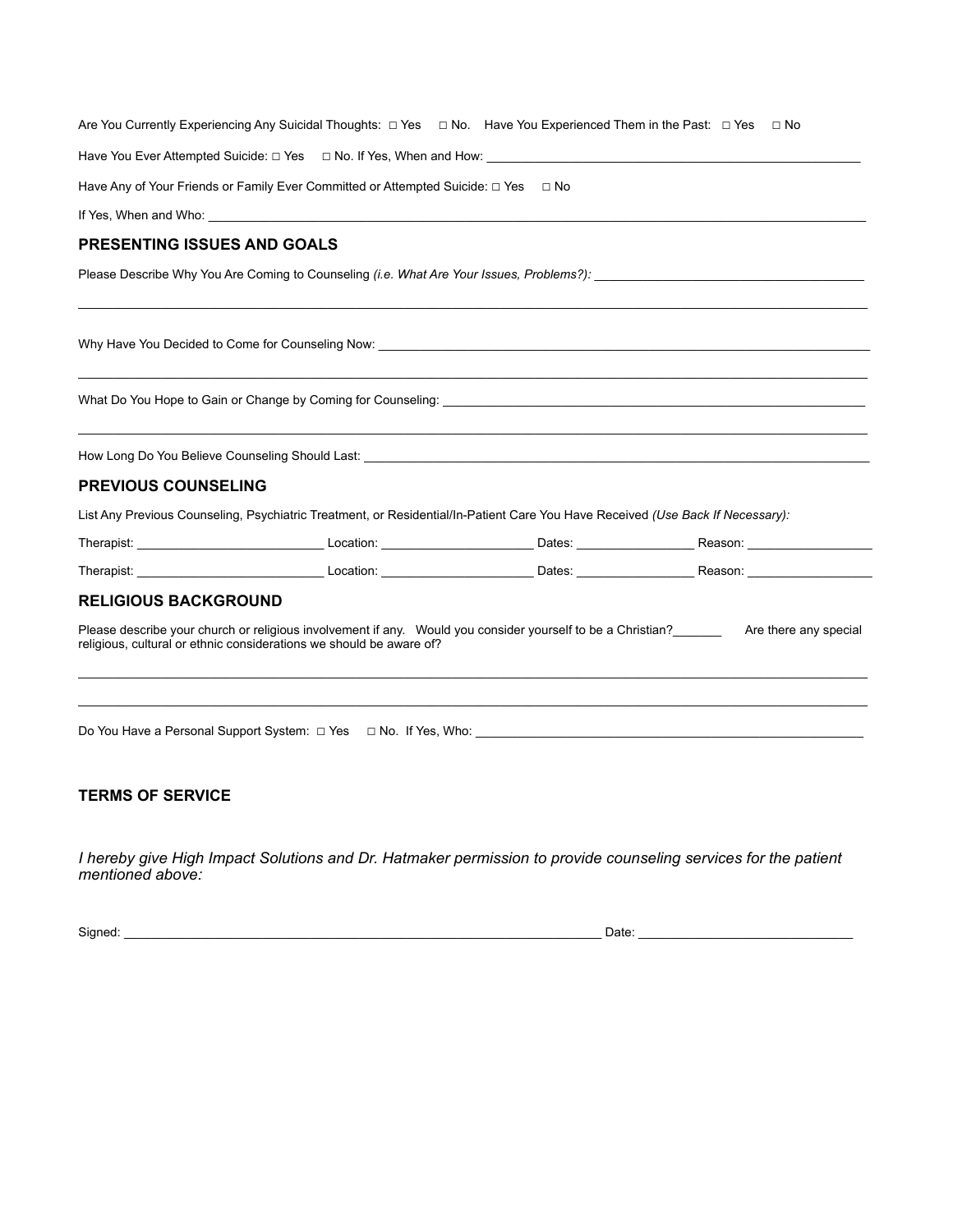Are You Currently Experiencing Any Suicidal Thoughts: □ Yes □ No. Have You Experienced Them in the Past: □ Yes □ No

Have You Ever Attempted Suicide: □ Yes □ No. If Yes, When and How: ______________________________

Have Any of Your Friends or Family Ever Committed or Attempted Suicide: □ Yes □ No

If Yes, When and Who: ______________________________

## PRESENTING ISSUES AND GOALS

Please Describe Why You Are Coming to Counseling *(i.e. What Are Your Issues, Problems?)*: ______________________________

______________________________

Why Have You Decided to Come for Counseling Now: ______________________________

______________________________

What Do You Hope to Gain or Change by Coming for Counseling: ______________________________

______________________________

How Long Do You Believe Counseling Should Last: ______________________________

## PREVIOUS COUNSELING

List Any Previous Counseling, Psychiatric Treatment, or Residential/In-Patient Care You Have Received *(Use Back If Necessary)*:

Therapist: ______________ Location: ______________ Dates: ______________ Reason: ______________

Therapist: ______________ Location: ______________ Dates: ______________ Reason: ______________

## RELIGIOUS BACKGROUND

Please describe your church or religious involvement if any. Would you consider yourself to be a Christian?_______ Are there any special religious, cultural or ethnic considerations we should be aware of?

______________________________

______________________________

Do You Have a Personal Support System: □ Yes □ No. If Yes, Who: ______________________________

## TERMS OF SERVICE

*I hereby give High Impact Solutions and Dr. Hatmaker permission to provide counseling services for the patient mentioned above:*

Signed: ______________________________ Date: ______________